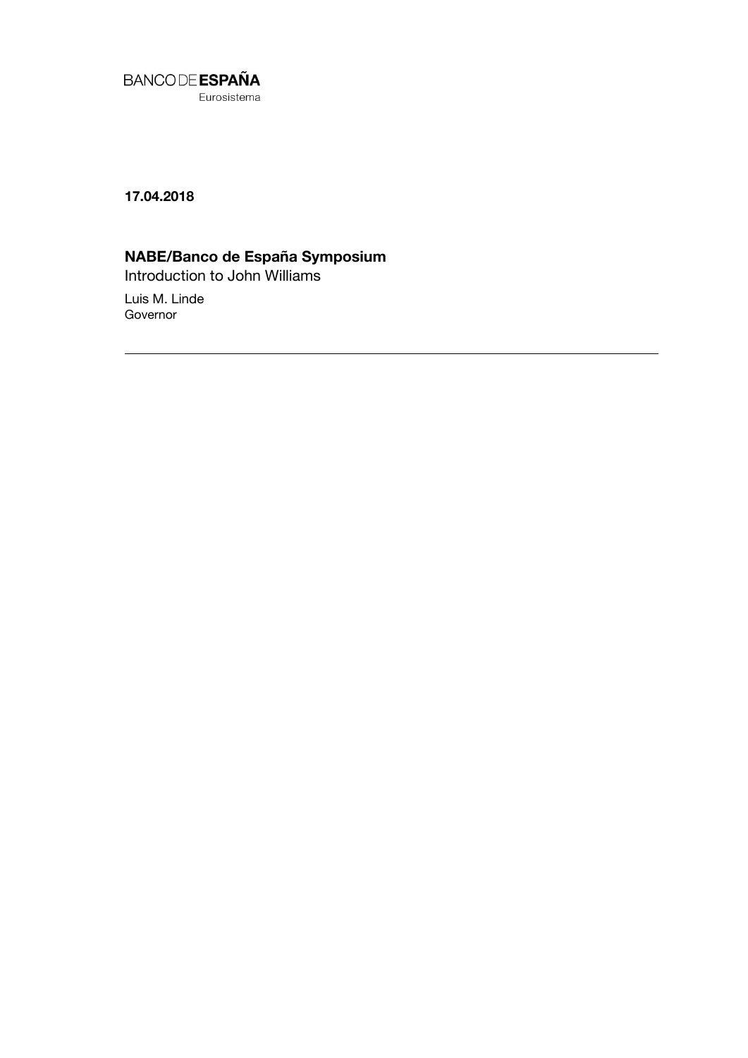BANCO DE **ESPAÑA**
Eurosistema

**17.04.2018**

# NABE/Banco de España Symposium

Introduction to John Williams

Luis M. Linde
Governor

---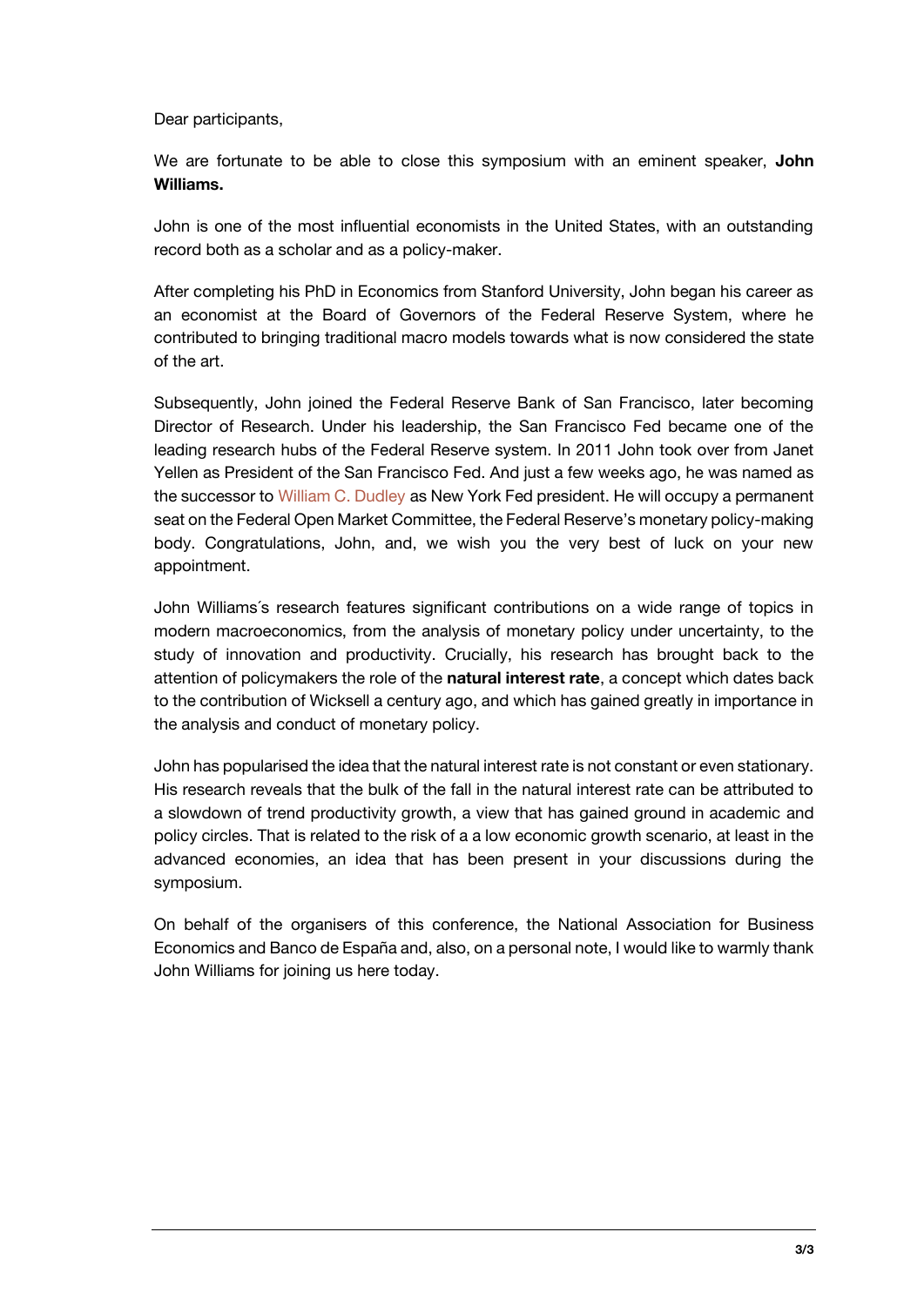Dear participants,

We are fortunate to be able to close this symposium with an eminent speaker, **John Williams.**

John is one of the most influential economists in the United States, with an outstanding record both as a scholar and as a policy-maker.

After completing his PhD in Economics from Stanford University, John began his career as an economist at the Board of Governors of the Federal Reserve System, where he contributed to bringing traditional macro models towards what is now considered the state of the art.

Subsequently, John joined the Federal Reserve Bank of San Francisco, later becoming Director of Research. Under his leadership, the San Francisco Fed became one of the leading research hubs of the Federal Reserve system. In 2011 John took over from Janet Yellen as President of the San Francisco Fed. And just a few weeks ago, he was named as the successor to William C. Dudley as New York Fed president. He will occupy a permanent seat on the Federal Open Market Committee, the Federal Reserve's monetary policy-making body. Congratulations, John, and, we wish you the very best of luck on your new appointment.

John Williams´s research features significant contributions on a wide range of topics in modern macroeconomics, from the analysis of monetary policy under uncertainty, to the study of innovation and productivity. Crucially, his research has brought back to the attention of policymakers the role of the **natural interest rate**, a concept which dates back to the contribution of Wicksell a century ago, and which has gained greatly in importance in the analysis and conduct of monetary policy.

John has popularised the idea that the natural interest rate is not constant or even stationary. His research reveals that the bulk of the fall in the natural interest rate can be attributed to a slowdown of trend productivity growth, a view that has gained ground in academic and policy circles. That is related to the risk of a a low economic growth scenario, at least in the advanced economies, an idea that has been present in your discussions during the symposium.

On behalf of the organisers of this conference, the National Association for Business Economics and Banco de España and, also, on a personal note, I would like to warmly thank John Williams for joining us here today.